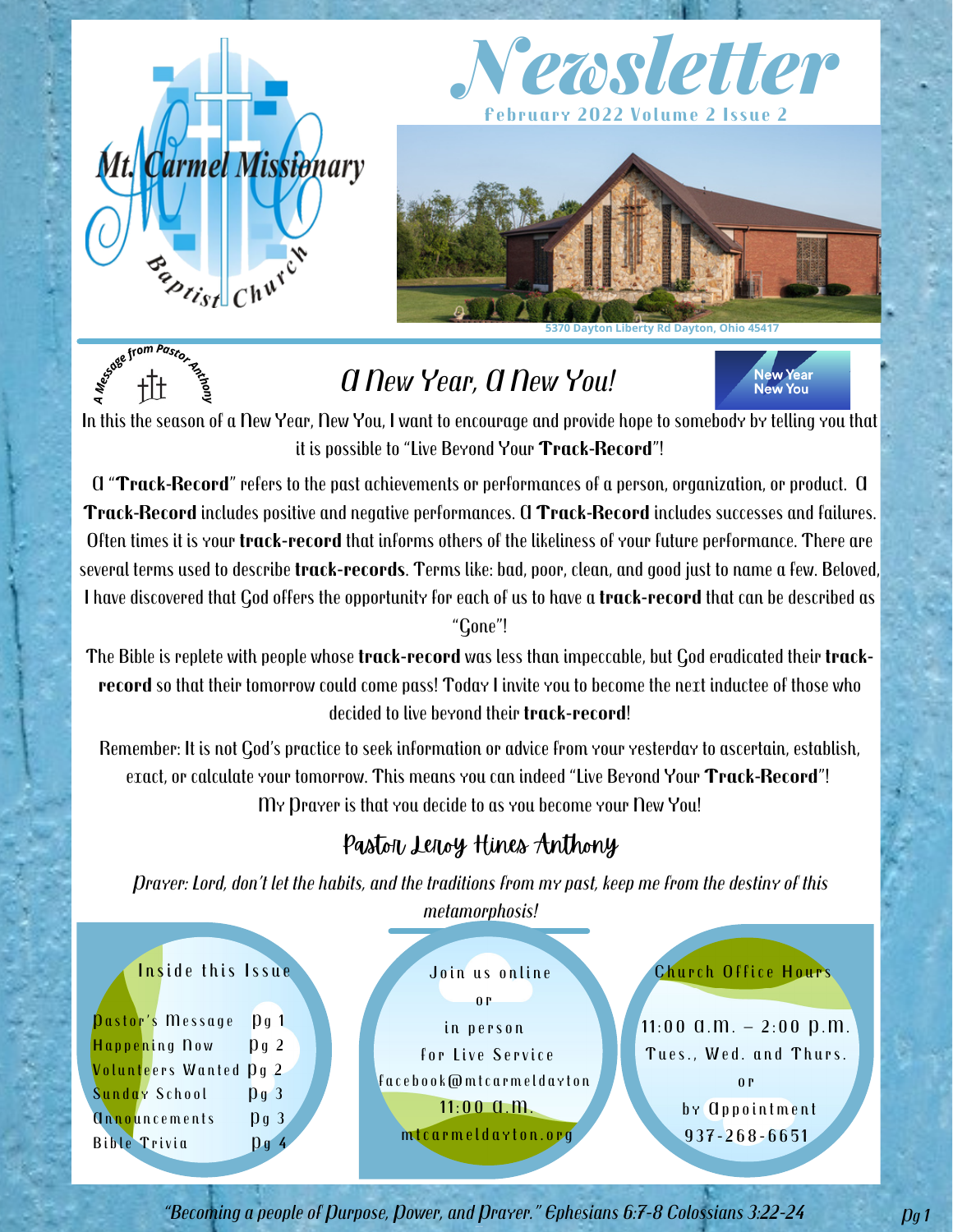# Mt. Carmel Missionary Baptist Church

# Newsletter

**February 2022 Volume 2 Issue 2**

5370 Dayton Liberty Rd Dayton, Ohio 45417

*A Message from Pastor Anthony*

## A New Year, A New You!

New Year New You

In this the season of a New Year, New You, I want to encourage and provide hope to somebody by telling you that it is possible to "Live Beyond Your **Track-Record**"!

A "**Track-Record**" refers to the past achievements or performances of a person, organization, or product. A **Track-Record** includes positive and negative performances. A **Track-Record** includes successes and failures. Often times it is your **track-record** that informs others of the likeliness of your future performance. There are several terms used to describe **track-records**. Terms like: bad, poor, clean, and good just to name a few. Beloved, I have discovered that God offers the opportunity for each of us to have a **track-record** that can be described as "Gone"!

The Bible is replete with people whose **track-record** was less than impeccable, but God eradicated their **track-record** so that their tomorrow could come pass! Today I invite you to become the next inductee of those who decided to live beyond their **track-record**!

Remember: It is not God's practice to seek information or advice from your yesterday to ascertain, establish, exact, or calculate your tomorrow. This means you can indeed "Live Beyond Your **Track-Record**"! My Prayer is that you decide to as you become your New You!

### Pastor Leroy Hines Anthony

*Prayer: Lord, don't let the habits, and the traditions from my past, keep me from the destiny of this metamorphosis!*

**Inside this Issue**

| | |
|---|---|
| Pastor's Message | Pg 1 |
| Happening Now | Pg 2 |
| Volunteers Wanted | Pg 2 |
| Sunday School | Pg 3 |
| Announcements | Pg 3 |
| Bible Trivia | Pg 4 |

**Join us online or in person for Live Service**

facebook@mtcarmeldayton

11:00 a.m.

mtcarmeldayton.org

**Church Office Hours**

11:00 a.m. – 2:00 p.m.

Tues., Wed. and Thurs.

or

by Appointment

937-268-6651

*"Becoming a people of Purpose, Power, and Prayer." Ephesians 6:7-8 Colossians 3:22-24*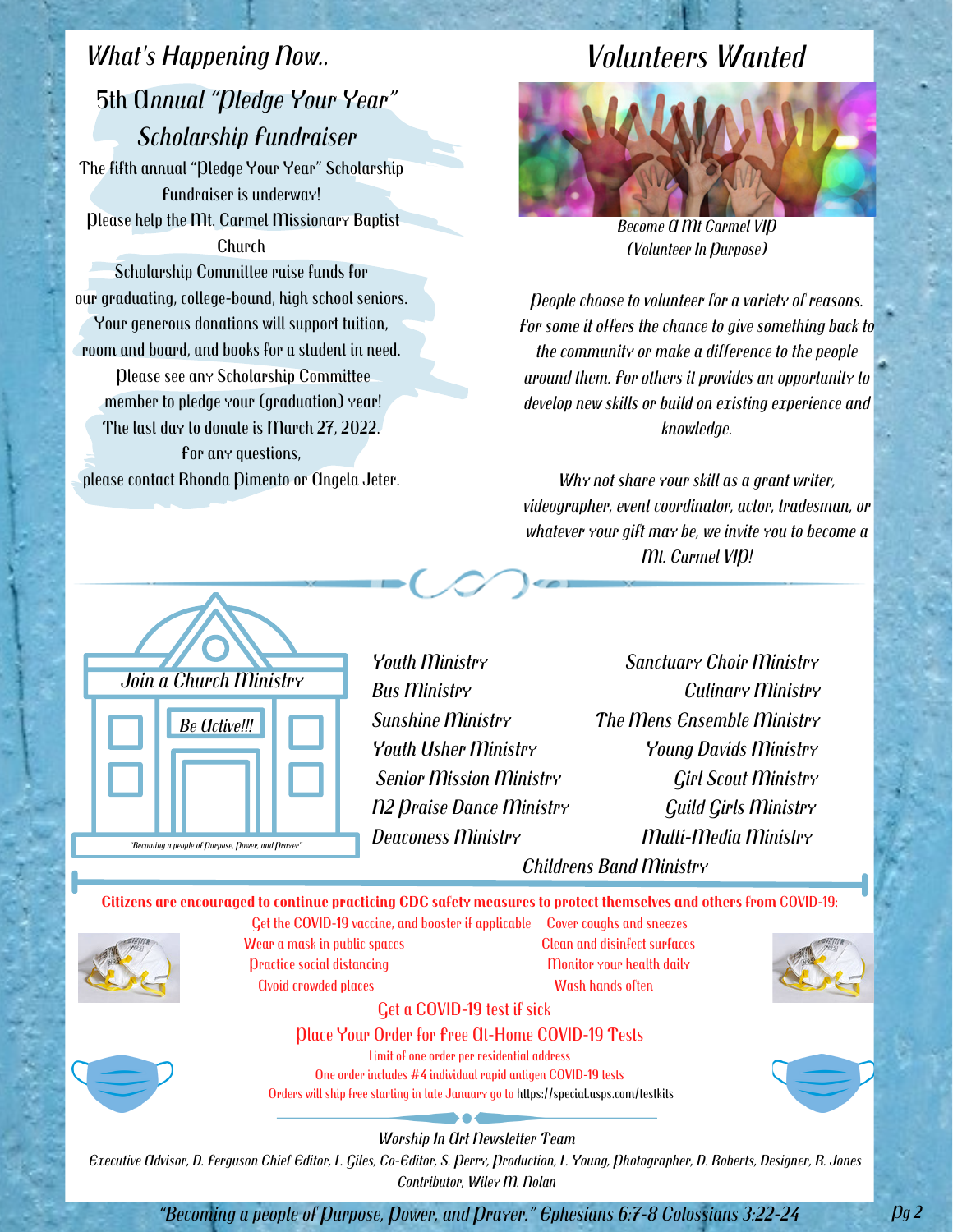## What's Happening Now..

### 5th Annual "Pledge Your Year" Scholarship Fundraiser

The fifth annual "Pledge Your Year" Scholarship fundraiser is underway!
Please help the Mt. Carmel Missionary Baptist Church Scholarship Committee raise funds for our graduating, college-bound, high school seniors. Your generous donations will support tuition, room and board, and books for a student in need. Please see any Scholarship Committee member to pledge your (graduation) year! The last day to donate is March 27, 2022.
For any questions, please contact Rhonda Pimento or Angela Jeter.

## Volunteers Wanted

*Become A Mt Carmel VIP (Volunteer In Purpose)*

*People choose to volunteer for a variety of reasons. For some it offers the chance to give something back to the community or make a difference to the people around them. For others it provides an opportunity to develop new skills or build on existing experience and knowledge.*

*Why not share your skill as a grant writer, videographer, event coordinator, actor, tradesman, or whatever your gift may be, we invite you to become a Mt. Carmel VIP!*

### Join a Church Ministry

Be Active!!!

"Becoming a people of Purpose, Power, and Prayer"

- *Youth Ministry*
- *Bus Ministry*
- *Sunshine Ministry*
- *Youth Usher Ministry*
- *Senior Mission Ministry*
- *N2 Praise Dance Ministry*
- *Deaconess Ministry*
- *Sanctuary Choir Ministry*
- *Culinary Ministry*
- *The Mens Ensemble Ministry*
- *Young Davids Ministry*
- *Girl Scout Ministry*
- *Guild Girls Ministry*
- *Multi-Media Ministry*
- *Childrens Band Ministry*

**Citizens are encouraged to continue practicing CDC safety measures to protect themselves and others from COVID-19:**

- Get the COVID-19 vaccine, and booster if applicable
- Wear a mask in public spaces
- Practice social distancing
- Avoid crowded places
- Cover coughs and sneezes
- Clean and disinfect surfaces
- Monitor your health daily
- Wash hands often

Get a COVID-19 test if sick

Place Your Order for Free At-Home COVID-19 Tests

Limit of one order per residential address
One order includes #4 individual rapid antigen COVID-19 tests
Orders will ship free starting in late January go to https://special.usps.com/testkits

*Worship In Art Newsletter Team*

*Executive Advisor, D. Ferguson Chief Editor, L. Giles, Co-Editor, S. Perry, Production, L. Young, Photographer, D. Roberts, Designer, R. Jones Contributor, Wiley M. Nolan*

*"Becoming a people of Purpose, Power, and Prayer." Ephesians 6:7-8 Colossians 3:22-24*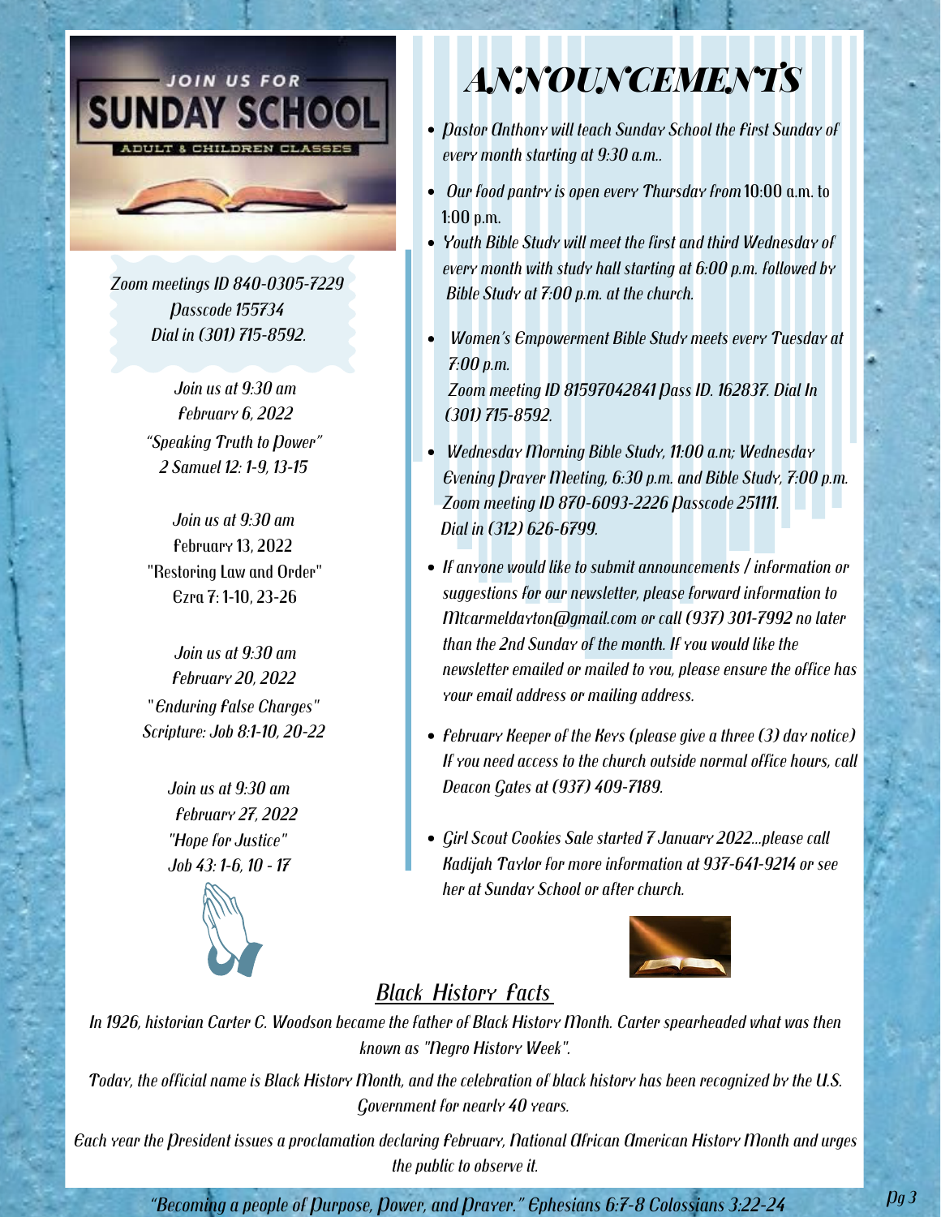JOIN US FOR

# SUNDAY SCHOOL

ADULT & CHILDREN CLASSES

*Zoom meetings ID 840-0305-7229*
*Passcode 155734*
*Dial in (301) 715-8592.*

*Join us at 9:30 am*
*February 6, 2022*
*"Speaking Truth to Power"*
*2 Samuel 12: 1-9, 13-15*

Join us at 9:30 am
February 13, 2022
"Restoring Law and Order"
Ezra 7: 1-10, 23-26

*Join us at 9:30 am*
*February 20, 2022*
"*Enduring False Charges"*
*Scripture: Job 8:1-10, 20-22*

*Join us at 9:30 am*
*February 27, 2022*
*"Hope for Justice"*
*Job 43: 1-6, 10 - 17*

# *ANNOUNCEMENTS*

- *Pastor Anthony will teach Sunday School the first Sunday of every month starting at 9:30 a.m..*
- *Our food pantry is open every Thursday from* 10:00 a.m. to 1:00 p.m.
- *Youth Bible Study will meet the first and third Wednesday of every month with study hall starting at 6:00 p.m. followed by Bible Study at 7:00 p.m. at the church.*
- *Women's Empowerment Bible Study meets every Tuesday at 7:00 p.m.*
  *Zoom meeting ID 81597042841 Pass ID. 162837. Dial In (301) 715-8592.*
- *Wednesday Morning Bible Study, 11:00 a.m; Wednesday Evening Prayer Meeting, 6:30 p.m. and Bible Study, 7:00 p.m. Zoom meeting ID 870-6093-2226 Passcode 251111. Dial in (312) 626-6799.*
- *If anyone would like to submit announcements / information or suggestions for our newsletter, please forward information to Mtcarmeldayton@gmail.com or call (937) 301-7992 no later than the 2nd Sunday of the month. If you would like the newsletter emailed or mailed to you, please ensure the office has your email address or mailing address.*
- *February Keeper of the Keys (please give a three (3) day notice) If you need access to the church outside normal office hours, call Deacon Gates at (937) 409-7189.*
- *Girl Scout Cookies Sale started 7 January 2022...please call Kadijah Taylor for more information at 937-641-9214 or see her at Sunday School or after church.*

## *Black History Facts*

*In 1926, historian Carter C. Woodson became the father of Black History Month. Carter spearheaded what was then known as "Negro History Week".*

*Today, the official name is Black History Month, and the celebration of black history has been recognized by the U.S. Government for nearly 40 years.*

*Each year the President issues a proclamation declaring February, National African American History Month and urges the public to observe it.*

*"Becoming a people of Purpose, Power, and Prayer." Ephesians 6:7-8 Colossians 3:22-24*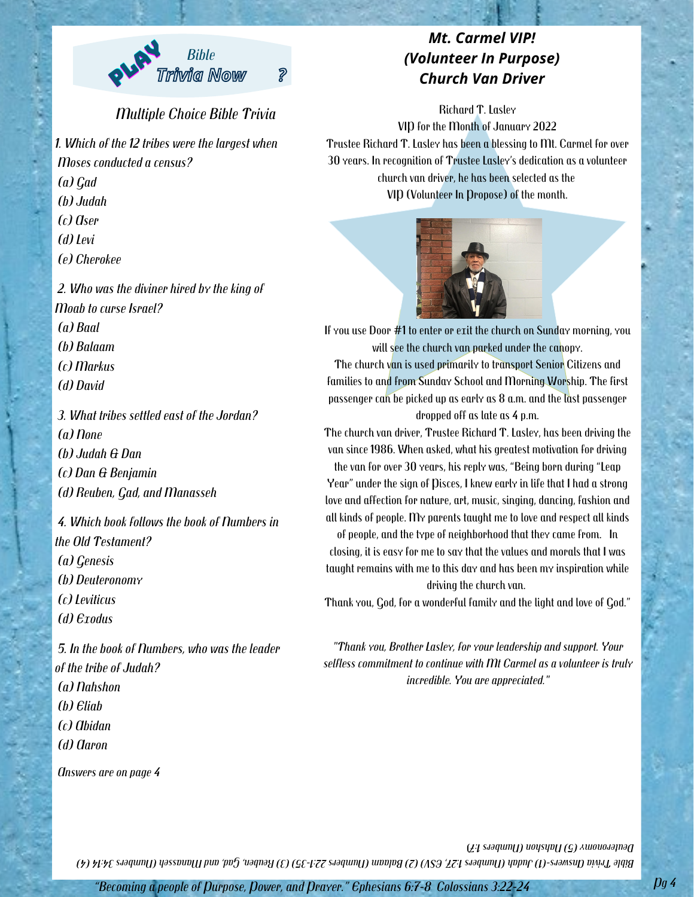# PLAY Bible Trivia Now ?

## Multiple Choice Bible Trivia

1. Which of the 12 tribes were the largest when Moses conducted a census?
   (a) Gad
   (b) Judah
   (c) Aser
   (d) Levi
   (e) Cherokee

2. Who was the diviner hired by the king of Moab to curse Israel?
   (a) Baal
   (b) Balaam
   (c) Markus
   (d) David

3. What tribes settled east of the Jordan?
   (a) None
   (b) Judah & Dan
   (c) Dan & Benjamin
   (d) Reuben, Gad, and Manasseh

4. Which book follows the book of Numbers in the Old Testament?
   (a) Genesis
   (b) Deuteronomy
   (c) Leviticus
   (d) Exodus

5. In the book of Numbers, who was the leader of the tribe of Judah?
   (a) Nahshon
   (b) Eliab
   (c) Abidan
   (d) Aaron

*Answers are on page 4*

## *Mt. Carmel VIP! (Volunteer In Purpose) Church Van Driver*

Richard T. Lasley
VIP for the Month of January 2022

Trustee Richard T. Lasley has been a blessing to Mt. Carmel for over 30 years. In recognition of Trustee Lasley's dedication as a volunteer church van driver, he has been selected as the VIP (Volunteer In Propose) of the month.

If you use Door #1 to enter or exit the church on Sunday morning, you will see the church van parked under the canopy.

The church van is used primarily to transport Senior Citizens and families to and from Sunday School and Morning Worship. The first passenger can be picked up as early as 8 a.m. and the last passenger dropped off as late as 4 p.m.

The church van driver, Trustee Richard T. Lasley, has been driving the van since 1986. When asked, what his greatest motivation for driving the van for over 30 years, his reply was, "Being born during "Leap Year" under the sign of Pisces, I knew early in life that I had a strong love and affection for nature, art, music, singing, dancing, fashion and all kinds of people. My parents taught me to love and respect all kinds of people, and the type of neighborhood that they came from. In closing, it is easy for me to say that the values and morals that I was taught remains with me to this day and has been my inspiration while driving the church van.

Thank you, God, for a wonderful family and the light and love of God."

*"Thank you, Brother Lasley, for your leadership and support. Your selfless commitment to continue with Mt Carmel as a volunteer is truly incredible. You are appreciated."*

*Bible Trivia Answers-(1) Judah (Numbers 1:27, ESV) (2) Balaam (Numbers 22:1-35) (3) Reuben, Gad, and Manasseh (Numbers 34:14) (4) Deuteronomy (5) Nahshon (Numbers 1:7)*

*"Becoming a people of Purpose, Power, and Prayer." Ephesians 6:7-8 Colossians 3:22-24*